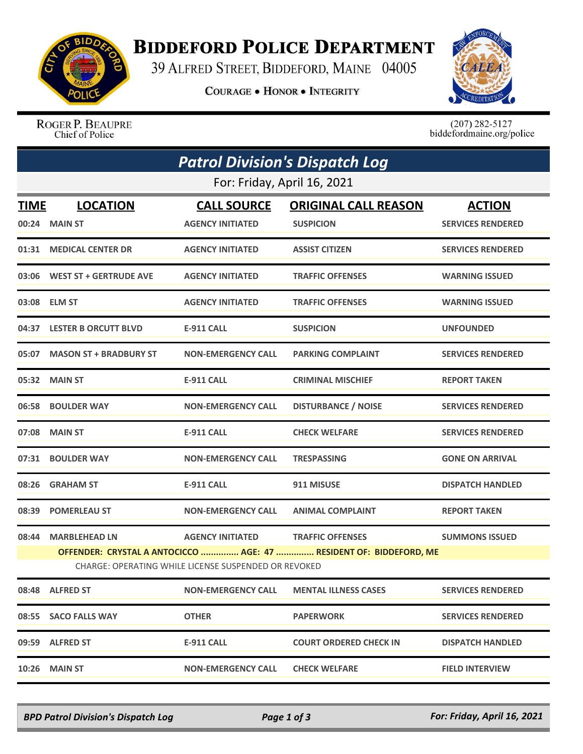# Biddeford Police Department

39 Alfred Street, Biddeford, Maine 04005

**Courage • Honor • Integrity**

Roger P. Beaupre
Chief of Police

(207) 282-5127
biddefordmaine.org/police

## *Patrol Division's Dispatch Log*

For: Friday, April 16, 2021

| TIME | LOCATION | CALL SOURCE | ORIGINAL CALL REASON | ACTION |
|---|---|---|---|---|
| 00:24 | MAIN ST | AGENCY INITIATED | SUSPICION | SERVICES RENDERED |
| 01:31 | MEDICAL CENTER DR | AGENCY INITIATED | ASSIST CITIZEN | SERVICES RENDERED |
| 03:06 | WEST ST + GERTRUDE AVE | AGENCY INITIATED | TRAFFIC OFFENSES | WARNING ISSUED |
| 03:08 | ELM ST | AGENCY INITIATED | TRAFFIC OFFENSES | WARNING ISSUED |
| 04:37 | LESTER B ORCUTT BLVD | E-911 CALL | SUSPICION | UNFOUNDED |
| 05:07 | MASON ST + BRADBURY ST | NON-EMERGENCY CALL | PARKING COMPLAINT | SERVICES RENDERED |
| 05:32 | MAIN ST | E-911 CALL | CRIMINAL MISCHIEF | REPORT TAKEN |
| 06:58 | BOULDER WAY | NON-EMERGENCY CALL | DISTURBANCE / NOISE | SERVICES RENDERED |
| 07:08 | MAIN ST | E-911 CALL | CHECK WELFARE | SERVICES RENDERED |
| 07:31 | BOULDER WAY | NON-EMERGENCY CALL | TRESPASSING | GONE ON ARRIVAL |
| 08:26 | GRAHAM ST | E-911 CALL | 911 MISUSE | DISPATCH HANDLED |
| 08:39 | POMERLEAU ST | NON-EMERGENCY CALL | ANIMAL COMPLAINT | REPORT TAKEN |
| 08:44 | MARBLEHEAD LN | AGENCY INITIATED | TRAFFIC OFFENSES | SUMMONS ISSUED |
| | OFFENDER: CRYSTAL A ANTOCICCO ............... AGE: 47 ............... RESIDENT OF: BIDDEFORD, ME | | | |
| | CHARGE: OPERATING WHILE LICENSE SUSPENDED OR REVOKED | | | |
| 08:48 | ALFRED ST | NON-EMERGENCY CALL | MENTAL ILLNESS CASES | SERVICES RENDERED |
| 08:55 | SACO FALLS WAY | OTHER | PAPERWORK | SERVICES RENDERED |
| 09:59 | ALFRED ST | E-911 CALL | COURT ORDERED CHECK IN | DISPATCH HANDLED |
| 10:26 | MAIN ST | NON-EMERGENCY CALL | CHECK WELFARE | FIELD INTERVIEW |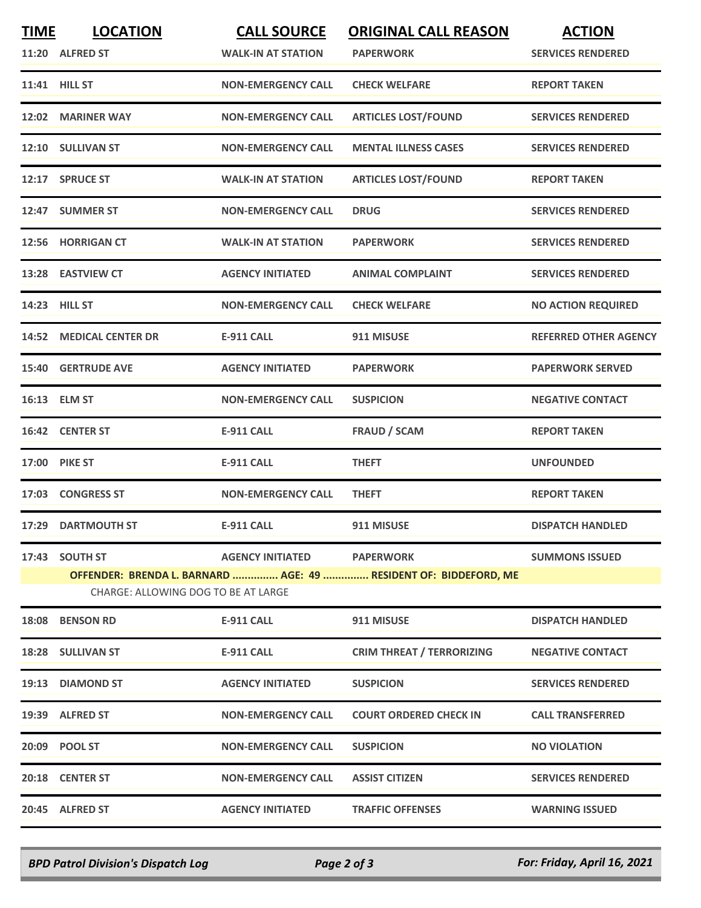| TIME | LOCATION | CALL SOURCE | ORIGINAL CALL REASON | ACTION |
|---|---|---|---|---|
| 11:20 | ALFRED ST | WALK-IN AT STATION | PAPERWORK | SERVICES RENDERED |
| 11:41 | HILL ST | NON-EMERGENCY CALL | CHECK WELFARE | REPORT TAKEN |
| 12:02 | MARINER WAY | NON-EMERGENCY CALL | ARTICLES LOST/FOUND | SERVICES RENDERED |
| 12:10 | SULLIVAN ST | NON-EMERGENCY CALL | MENTAL ILLNESS CASES | SERVICES RENDERED |
| 12:17 | SPRUCE ST | WALK-IN AT STATION | ARTICLES LOST/FOUND | REPORT TAKEN |
| 12:47 | SUMMER ST | NON-EMERGENCY CALL | DRUG | SERVICES RENDERED |
| 12:56 | HORRIGAN CT | WALK-IN AT STATION | PAPERWORK | SERVICES RENDERED |
| 13:28 | EASTVIEW CT | AGENCY INITIATED | ANIMAL COMPLAINT | SERVICES RENDERED |
| 14:23 | HILL ST | NON-EMERGENCY CALL | CHECK WELFARE | NO ACTION REQUIRED |
| 14:52 | MEDICAL CENTER DR | E-911 CALL | 911 MISUSE | REFERRED OTHER AGENCY |
| 15:40 | GERTRUDE AVE | AGENCY INITIATED | PAPERWORK | PAPERWORK SERVED |
| 16:13 | ELM ST | NON-EMERGENCY CALL | SUSPICION | NEGATIVE CONTACT |
| 16:42 | CENTER ST | E-911 CALL | FRAUD / SCAM | REPORT TAKEN |
| 17:00 | PIKE ST | E-911 CALL | THEFT | UNFOUNDED |
| 17:03 | CONGRESS ST | NON-EMERGENCY CALL | THEFT | REPORT TAKEN |
| 17:29 | DARTMOUTH ST | E-911 CALL | 911 MISUSE | DISPATCH HANDLED |
| 17:43 | SOUTH ST | AGENCY INITIATED | PAPERWORK | SUMMONS ISSUED |
| | OFFENDER: BRENDA L. BARNARD ............... AGE: 49 ............... RESIDENT OF: BIDDEFORD, ME | | | |
| | CHARGE: ALLOWING DOG TO BE AT LARGE | | | |
| 18:08 | BENSON RD | E-911 CALL | 911 MISUSE | DISPATCH HANDLED |
| 18:28 | SULLIVAN ST | E-911 CALL | CRIM THREAT / TERRORIZING | NEGATIVE CONTACT |
| 19:13 | DIAMOND ST | AGENCY INITIATED | SUSPICION | SERVICES RENDERED |
| 19:39 | ALFRED ST | NON-EMERGENCY CALL | COURT ORDERED CHECK IN | CALL TRANSFERRED |
| 20:09 | POOL ST | NON-EMERGENCY CALL | SUSPICION | NO VIOLATION |
| 20:18 | CENTER ST | NON-EMERGENCY CALL | ASSIST CITIZEN | SERVICES RENDERED |
| 20:45 | ALFRED ST | AGENCY INITIATED | TRAFFIC OFFENSES | WARNING ISSUED |

*BPD Patrol Division's Dispatch Log* — *For: Friday, April 16, 2021*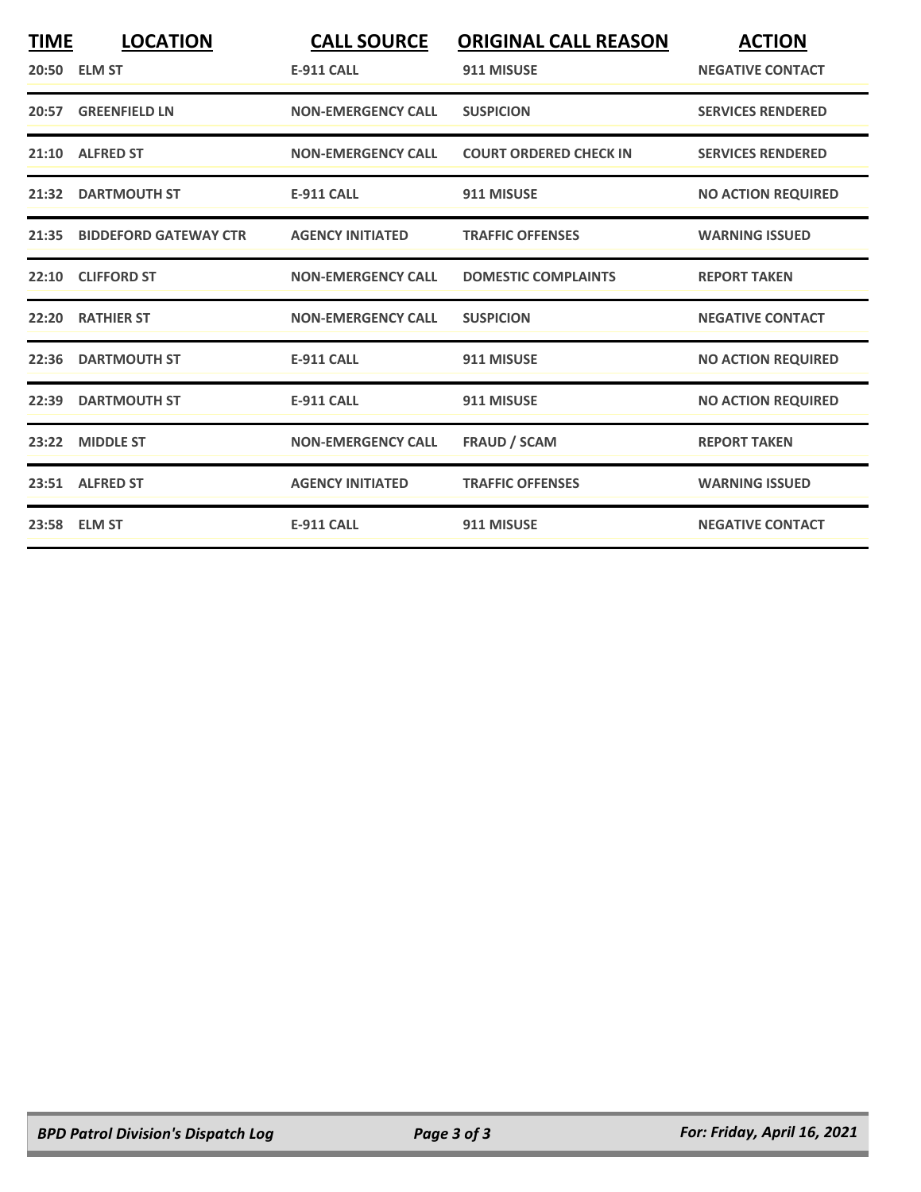| TIME | LOCATION | CALL SOURCE | ORIGINAL CALL REASON | ACTION |
| --- | --- | --- | --- | --- |
| 20:50 | ELM ST | E-911 CALL | 911 MISUSE | NEGATIVE CONTACT |
| 20:57 | GREENFIELD LN | NON-EMERGENCY CALL | SUSPICION | SERVICES RENDERED |
| 21:10 | ALFRED ST | NON-EMERGENCY CALL | COURT ORDERED CHECK IN | SERVICES RENDERED |
| 21:32 | DARTMOUTH ST | E-911 CALL | 911 MISUSE | NO ACTION REQUIRED |
| 21:35 | BIDDEFORD GATEWAY CTR | AGENCY INITIATED | TRAFFIC OFFENSES | WARNING ISSUED |
| 22:10 | CLIFFORD ST | NON-EMERGENCY CALL | DOMESTIC COMPLAINTS | REPORT TAKEN |
| 22:20 | RATHIER ST | NON-EMERGENCY CALL | SUSPICION | NEGATIVE CONTACT |
| 22:36 | DARTMOUTH ST | E-911 CALL | 911 MISUSE | NO ACTION REQUIRED |
| 22:39 | DARTMOUTH ST | E-911 CALL | 911 MISUSE | NO ACTION REQUIRED |
| 23:22 | MIDDLE ST | NON-EMERGENCY CALL | FRAUD / SCAM | REPORT TAKEN |
| 23:51 | ALFRED ST | AGENCY INITIATED | TRAFFIC OFFENSES | WARNING ISSUED |
| 23:58 | ELM ST | E-911 CALL | 911 MISUSE | NEGATIVE CONTACT |